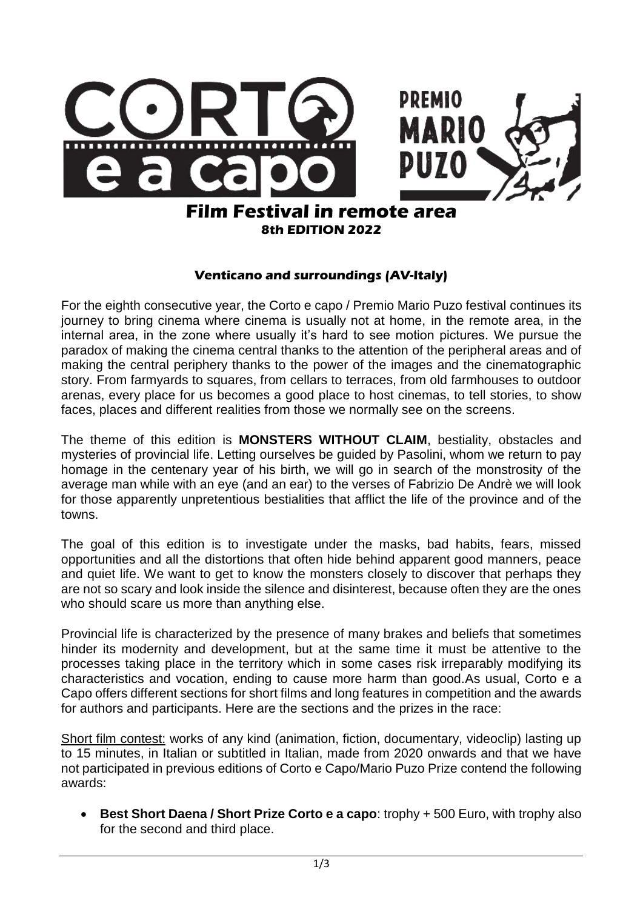# Film Festival in remote area

## 8th EDITION 2022

### Venticano and surroundings (AV-Italy)

For the eighth consecutive year, the Corto e capo / Premio Mario Puzo festival continues its journey to bring cinema where cinema is usually not at home, in the remote area, in the internal area, in the zone where usually it's hard to see motion pictures. We pursue the paradox of making the cinema central thanks to the attention of the peripheral areas and of making the central periphery thanks to the power of the images and the cinematographic story. From farmyards to squares, from cellars to terraces, from old farmhouses to outdoor arenas, every place for us becomes a good place to host cinemas, to tell stories, to show faces, places and different realities from those we normally see on the screens.

The theme of this edition is **MONSTERS WITHOUT CLAIM**, bestiality, obstacles and mysteries of provincial life. Letting ourselves be guided by Pasolini, whom we return to pay homage in the centenary year of his birth, we will go in search of the monstrosity of the average man while with an eye (and an ear) to the verses of Fabrizio De Andrè we will look for those apparently unpretentious bestialities that afflict the life of the province and of the towns.

The goal of this edition is to investigate under the masks, bad habits, fears, missed opportunities and all the distortions that often hide behind apparent good manners, peace and quiet life. We want to get to know the monsters closely to discover that perhaps they are not so scary and look inside the silence and disinterest, because often they are the ones who should scare us more than anything else.

Provincial life is characterized by the presence of many brakes and beliefs that sometimes hinder its modernity and development, but at the same time it must be attentive to the processes taking place in the territory which in some cases risk irreparably modifying its characteristics and vocation, ending to cause more harm than good.As usual, Corto e a Capo offers different sections for short films and long features in competition and the awards for authors and participants. Here are the sections and the prizes in the race:

<u>Short film contest:</u> works of any kind (animation, fiction, documentary, videoclip) lasting up to 15 minutes, in Italian or subtitled in Italian, made from 2020 onwards and that we have not participated in previous editions of Corto e Capo/Mario Puzo Prize contend the following awards:

- **Best Short Daena / Short Prize Corto e a capo**: trophy + 500 Euro, with trophy also for the second and third place.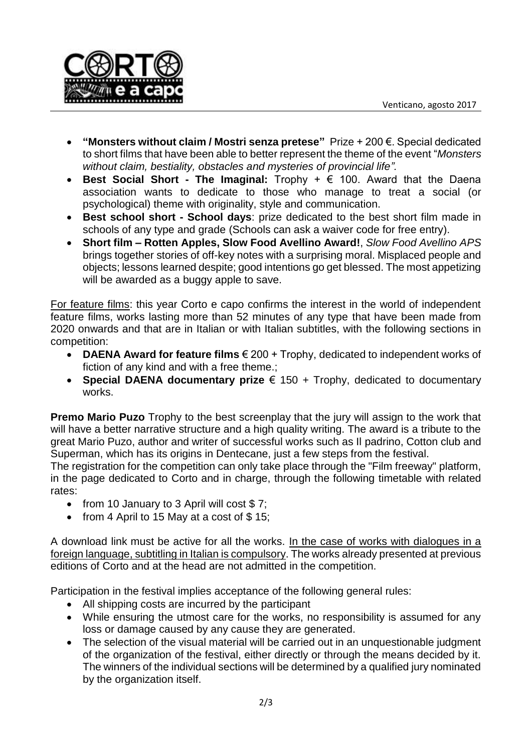Venticano, agosto 2017

- **"Monsters without claim / Mostri senza pretese"** Prize + 200 €. Special dedicated to short films that have been able to better represent the theme of the event "*Monsters without claim, bestiality, obstacles and mysteries of provincial life"*.
- **Best Social Short - The Imaginal:** Trophy + € 100. Award that the Daena association wants to dedicate to those who manage to treat a social (or psychological) theme with originality, style and communication.
- **Best school short - School days**: prize dedicated to the best short film made in schools of any type and grade (Schools can ask a waiver code for free entry).
- **Short film – Rotten Apples, Slow Food Avellino Award!**, *Slow Food Avellino APS* brings together stories of off-key notes with a surprising moral. Misplaced people and objects; lessons learned despite; good intentions go get blessed. The most appetizing will be awarded as a buggy apple to save.

For feature films: this year Corto e capo confirms the interest in the world of independent feature films, works lasting more than 52 minutes of any type that have been made from 2020 onwards and that are in Italian or with Italian subtitles, with the following sections in competition:

- **DAENA Award for feature films** € 200 + Trophy, dedicated to independent works of fiction of any kind and with a free theme.;
- **Special DAENA documentary prize** € 150 + Trophy, dedicated to documentary works.

**Premo Mario Puzo** Trophy to the best screenplay that the jury will assign to the work that will have a better narrative structure and a high quality writing. The award is a tribute to the great Mario Puzo, author and writer of successful works such as Il padrino, Cotton club and Superman, which has its origins in Dentecane, just a few steps from the festival.
The registration for the competition can only take place through the "Film freeway" platform, in the page dedicated to Corto and in charge, through the following timetable with related rates:

- from 10 January to 3 April will cost $ 7;
- from 4 April to 15 May at a cost of $ 15;

A download link must be active for all the works. In the case of works with dialogues in a foreign language, subtitling in Italian is compulsory. The works already presented at previous editions of Corto and at the head are not admitted in the competition.

Participation in the festival implies acceptance of the following general rules:

- All shipping costs are incurred by the participant
- While ensuring the utmost care for the works, no responsibility is assumed for any loss or damage caused by any cause they are generated.
- The selection of the visual material will be carried out in an unquestionable judgment of the organization of the festival, either directly or through the means decided by it. The winners of the individual sections will be determined by a qualified jury nominated by the organization itself.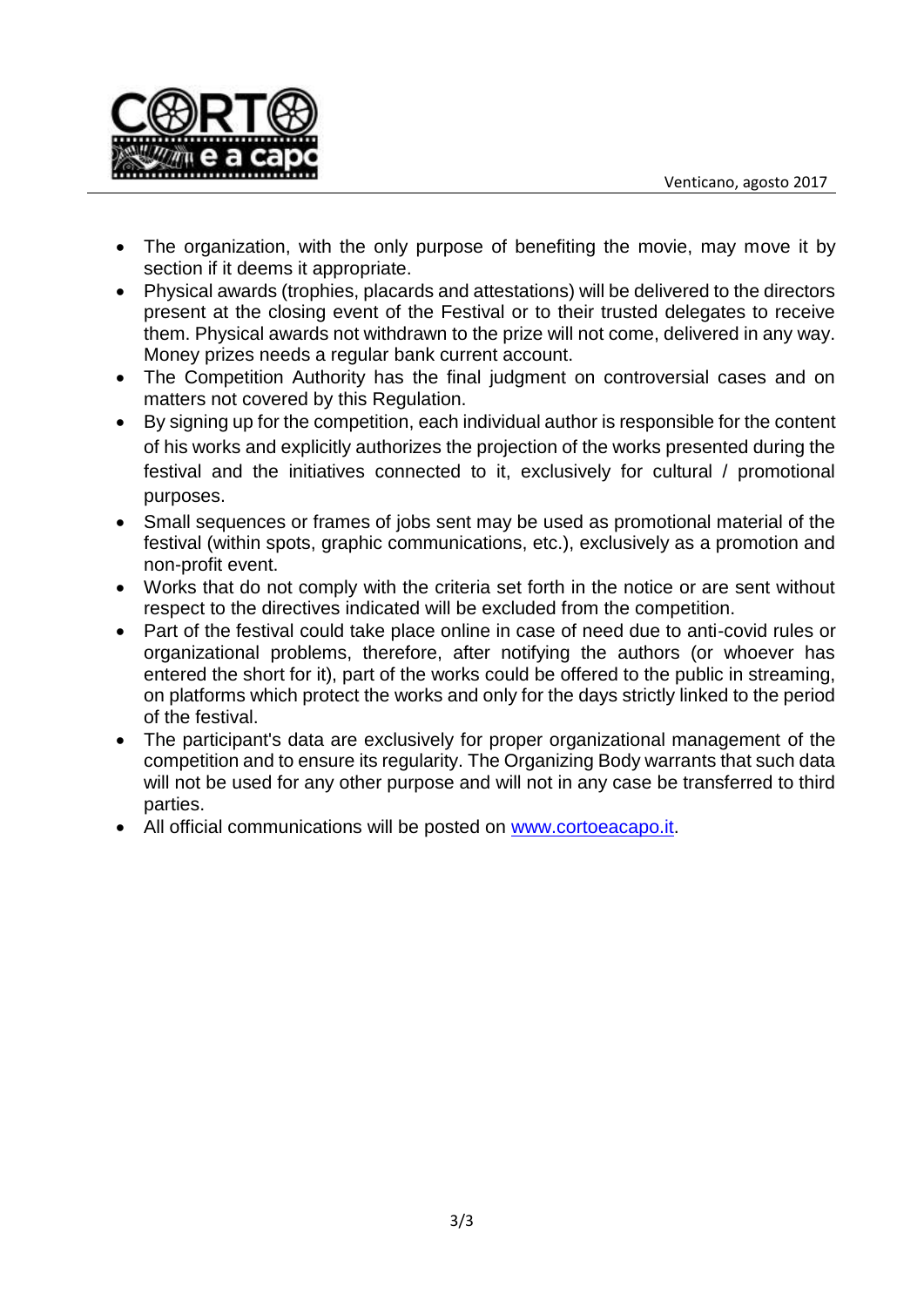- The organization, with the only purpose of benefiting the movie, may move it by section if it deems it appropriate.
- Physical awards (trophies, placards and attestations) will be delivered to the directors present at the closing event of the Festival or to their trusted delegates to receive them. Physical awards not withdrawn to the prize will not come, delivered in any way. Money prizes needs a regular bank current account.
- The Competition Authority has the final judgment on controversial cases and on matters not covered by this Regulation.
- By signing up for the competition, each individual author is responsible for the content of his works and explicitly authorizes the projection of the works presented during the festival and the initiatives connected to it, exclusively for cultural / promotional purposes.
- Small sequences or frames of jobs sent may be used as promotional material of the festival (within spots, graphic communications, etc.), exclusively as a promotion and non-profit event.
- Works that do not comply with the criteria set forth in the notice or are sent without respect to the directives indicated will be excluded from the competition.
- Part of the festival could take place online in case of need due to anti-covid rules or organizational problems, therefore, after notifying the authors (or whoever has entered the short for it), part of the works could be offered to the public in streaming, on platforms which protect the works and only for the days strictly linked to the period of the festival.
- The participant's data are exclusively for proper organizational management of the competition and to ensure its regularity. The Organizing Body warrants that such data will not be used for any other purpose and will not in any case be transferred to third parties.
- All official communications will be posted on [www.cortoeacapo.it](http://www.cortoeacapo.it).